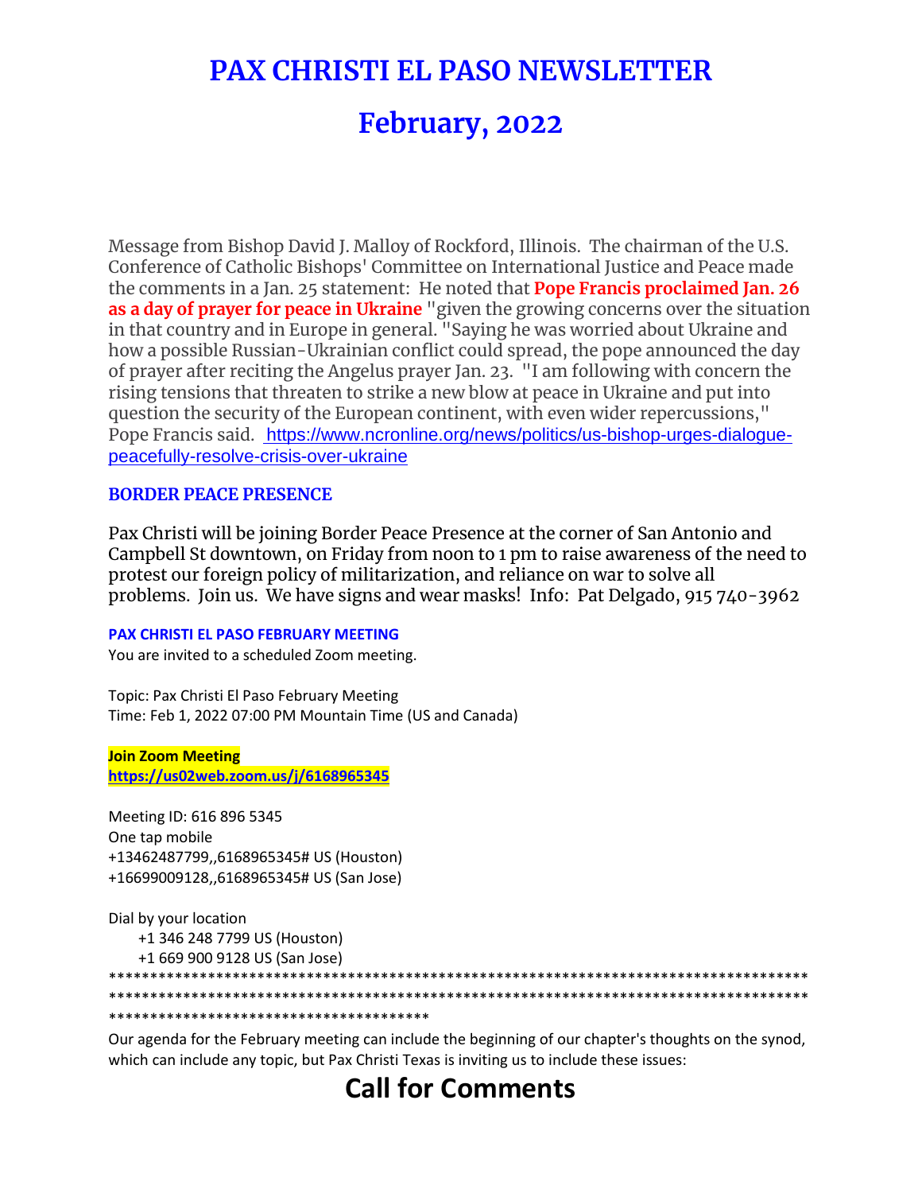# PAX CHRISTI EL PASO NEWSLETTER

# February, 2022

Message from Bishop David J. Malloy of Rockford, Illinois. The chairman of the U.S. Conference of Catholic Bishops' Committee on International Justice and Peace made the comments in a Jan. 25 statement: He noted that **Pope Francis proclaimed Jan. 26 as a day of prayer for peace in Ukraine** "given the growing concerns over the situation in that country and in Europe in general. "Saying he was worried about Ukraine and how a possible Russian-Ukrainian conflict could spread, the pope announced the day of prayer after reciting the Angelus prayer Jan. 23. "I am following with concern the rising tensions that threaten to strike a new blow at peace in Ukraine and put into question the security of the European continent, with even wider repercussions," Pope Francis said. https://www.ncronline.org/news/politics/us-bishop-urges-dialogue-peacefully-resolve-crisis-over-ukraine

### BORDER PEACE PRESENCE

Pax Christi will be joining Border Peace Presence at the corner of San Antonio and Campbell St downtown, on Friday from noon to 1 pm to raise awareness of the need to protest our foreign policy of militarization, and reliance on war to solve all problems. Join us. We have signs and wear masks! Info: Pat Delgado, 915 740-3962

#### PAX CHRISTI EL PASO FEBRUARY MEETING

You are invited to a scheduled Zoom meeting.

Topic: Pax Christi El Paso February Meeting
Time: Feb 1, 2022 07:00 PM Mountain Time (US and Canada)

**Join Zoom Meeting**
**https://us02web.zoom.us/j/6168965345**

Meeting ID: 616 896 5345
One tap mobile
+13462487799,,6168965345# US (Houston)
+16699009128,,6168965345# US (San Jose)

Dial by your location
+1 346 248 7799 US (Houston)
+1 669 900 9128 US (San Jose)

**************************************************************************************************************************************************************************************************************

Our agenda for the February meeting can include the beginning of our chapter's thoughts on the synod, which can include any topic, but Pax Christi Texas is inviting us to include these issues:

# Call for Comments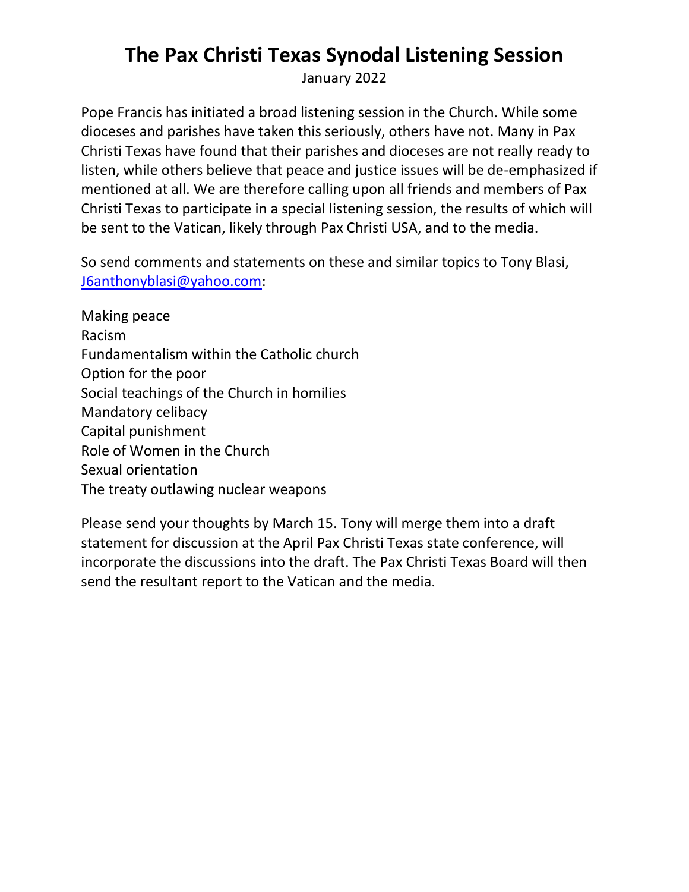# The Pax Christi Texas Synodal Listening Session

January 2022

Pope Francis has initiated a broad listening session in the Church. While some dioceses and parishes have taken this seriously, others have not. Many in Pax Christi Texas have found that their parishes and dioceses are not really ready to listen, while others believe that peace and justice issues will be de-emphasized if mentioned at all. We are therefore calling upon all friends and members of Pax Christi Texas to participate in a special listening session, the results of which will be sent to the Vatican, likely through Pax Christi USA, and to the media.

So send comments and statements on these and similar topics to Tony Blasi, J6anthonyblasi@yahoo.com:

Making peace
Racism
Fundamentalism within the Catholic church
Option for the poor
Social teachings of the Church in homilies
Mandatory celibacy
Capital punishment
Role of Women in the Church
Sexual orientation
The treaty outlawing nuclear weapons

Please send your thoughts by March 15. Tony will merge them into a draft statement for discussion at the April Pax Christi Texas state conference, will incorporate the discussions into the draft. The Pax Christi Texas Board will then send the resultant report to the Vatican and the media.